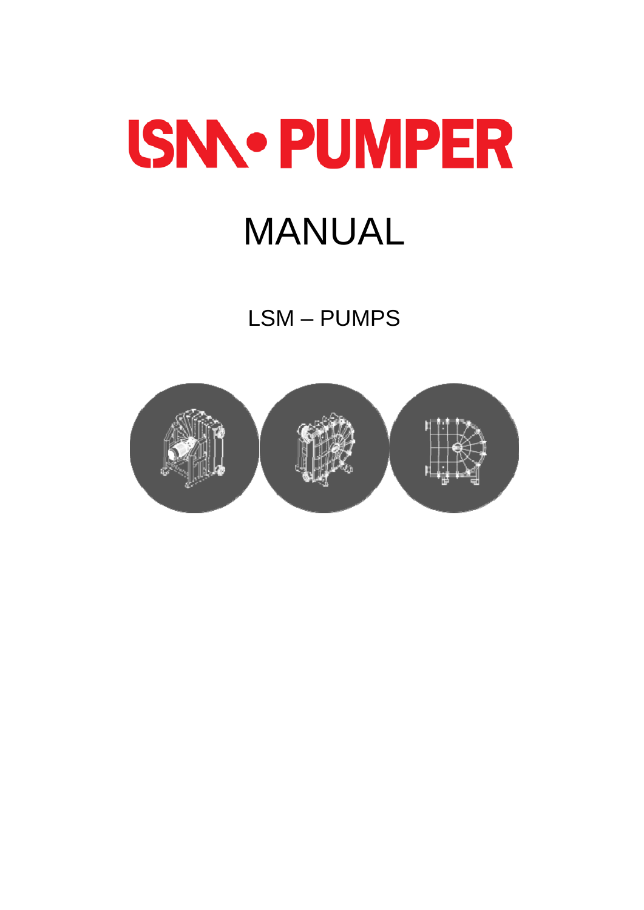# LSM • PUMPER

# MANUAL

## LSM – PUMPS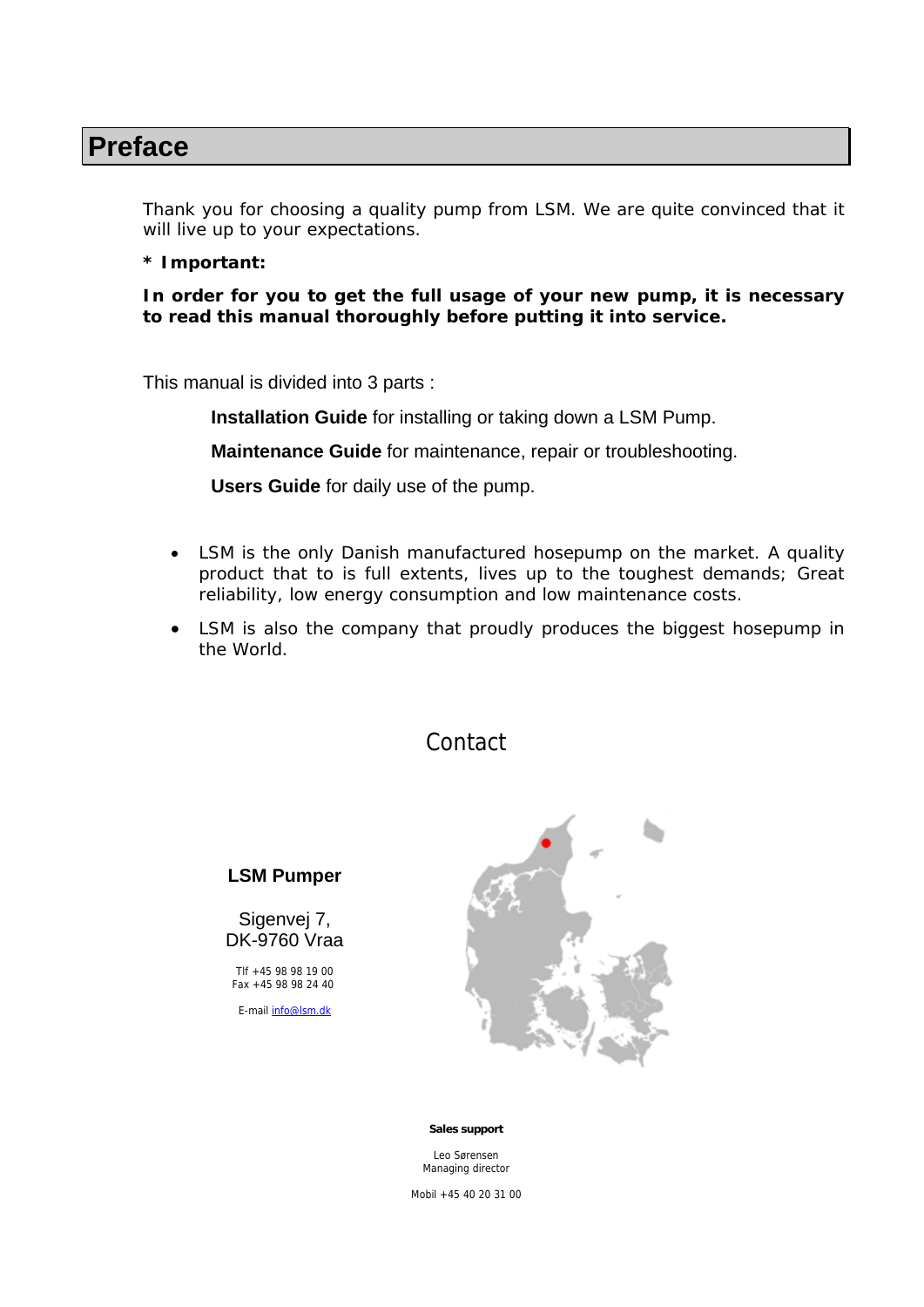# Preface

Thank you for choosing a quality pump from LSM. We are quite convinced that it will live up to your expectations.

**\* Important:**

**In order for you to get the full usage of your new pump, it is necessary to read this manual thoroughly before putting it into service.**

This manual is divided into 3 parts :

**Installation Guide** for installing or taking down a LSM Pump.

**Maintenance Guide** for maintenance, repair or troubleshooting.

**Users Guide** for daily use of the pump.

- LSM is the only Danish manufactured hosepump on the market. A quality product that to is full extents, lives up to the toughest demands; Great reliability, low energy consumption and low maintenance costs.
- LSM is also the company that proudly produces the biggest hosepump in the World.

## Contact

**LSM Pumper**

Sigenvej 7,
DK-9760 Vraa

Tlf +45 98 98 19 00
Fax +45 98 98 24 40

E-mail info@lsm.dk

**Sales support**

Leo Sørensen
Managing director

Mobil +45 40 20 31 00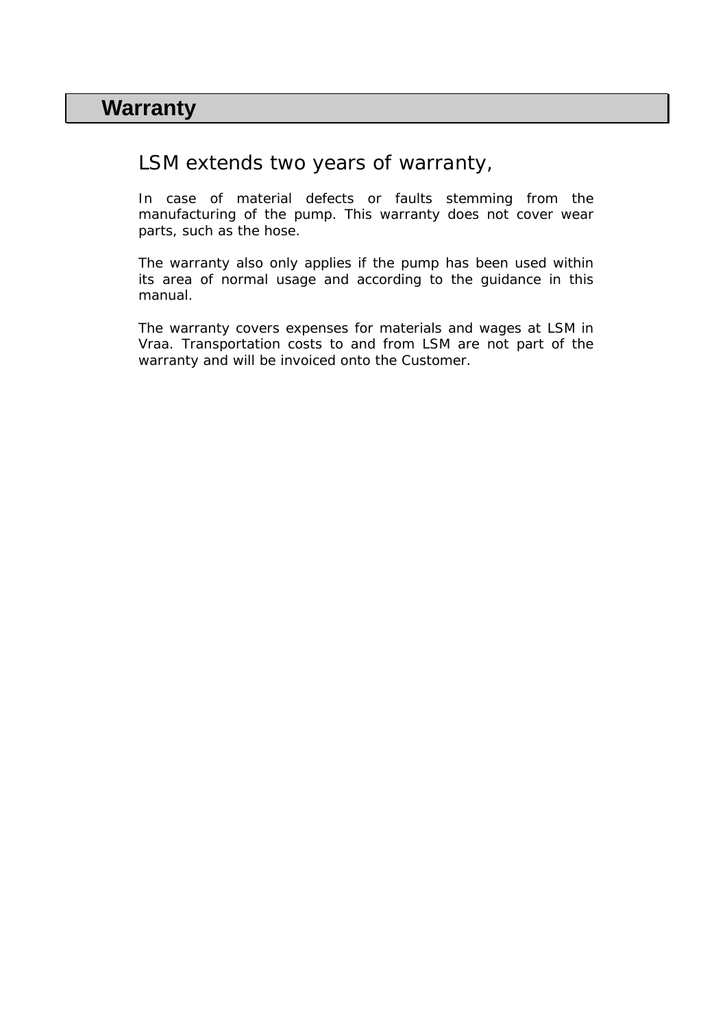# Warranty

LSM extends two years of warranty,

In case of material defects or faults stemming from the manufacturing of the pump. This warranty does not cover wear parts, such as the hose.

The warranty also only applies if the pump has been used within its area of normal usage and according to the guidance in this manual.

The warranty covers expenses for materials and wages at LSM in Vraa. Transportation costs to and from LSM are not part of the warranty and will be invoiced onto the Customer.